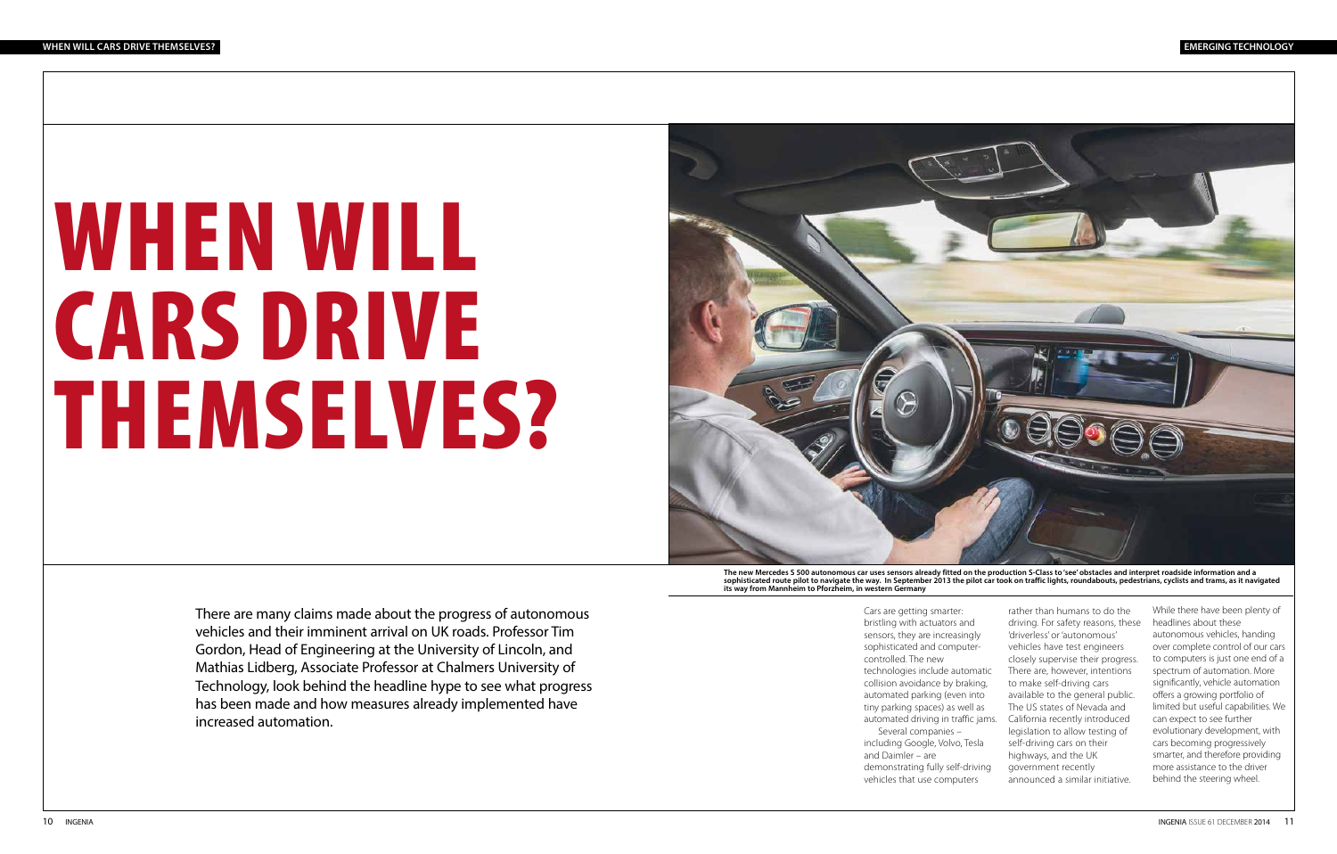# WHEN WILL CARS DRIVE THEMSELVES?

The new Mercedes S 500 autonomous car uses sensors already fitted on the production S-Class to 'see' obstacles and interpret roadside information and a sophisticated route pilot to navigate the way. In September 2013 the pilot car took on traffic lights, roundabouts, pedestrians, cyclists and trams, as it navigated its way from Mannheim to Pforzheim, in western Germany

There are many claims made about the progress of autonomous vehicles and their imminent arrival on UK roads. Professor Tim Gordon, Head of Engineering at the University of Lincoln, and Mathias Lidberg, Associate Professor at Chalmers University of Technology, look behind the headline hype to see what progress has been made and how measures already implemented have increased automation.

Cars are getting smarter: bristling with actuators and sensors, they are increasingly sophisticated and computer-controlled. The new technologies include automatic collision avoidance by braking, automated parking (even into tiny parking spaces) as well as automated driving in traffic jams.

Several companies – including Google, Volvo, Tesla and Daimler – are demonstrating fully self-driving vehicles that use computers rather than humans to do the driving. For safety reasons, these 'driverless' or 'autonomous' vehicles have test engineers closely supervise their progress. There are, however, intentions to make self-driving cars available to the general public. The US states of Nevada and California recently introduced legislation to allow testing of self-driving cars on their highways, and the UK government recently announced a similar initiative.

While there have been plenty of headlines about these autonomous vehicles, handing over complete control of our cars to computers is just one end of a spectrum of automation. More significantly, vehicle automation offers a growing portfolio of limited but useful capabilities. We can expect to see further evolutionary development, with cars becoming progressively smarter, and therefore providing more assistance to the driver behind the steering wheel.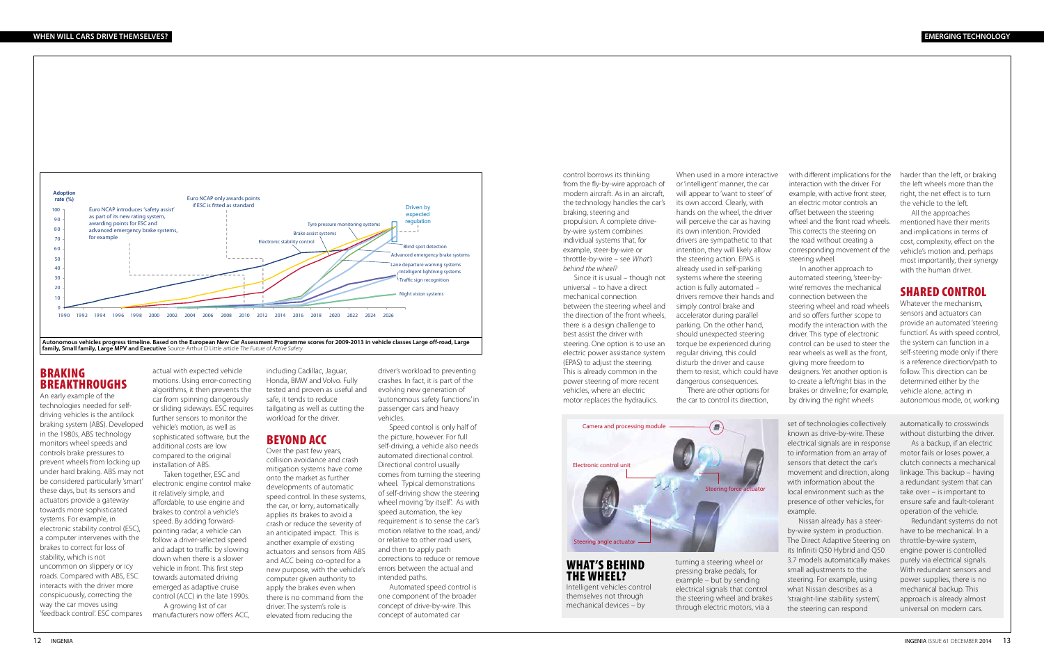Adoption rate (%)

100
90
80
70
60
50
40
30
20
10
0

1990 1992 1994 1996 1998 2000 2002 2004 2006 2008 2010 2012 2014 2016 2018 2020 2022 2024 2026

Euro NCAP introduces 'safety assist' as part of its new rating system, awarding points for ESC and advanced emergency brake systems, for example

Euro NCAP only awards points if ESC is fitted as standard

Driven by expected regulation

Tyre pressure monitoring systems

Brake assist systems

Electronic stability control

Blind spot detection

Advanced emergency brake systems

Lane departure warning systems

Intelligent lightning systems

Traffic sign recognition

Night vision systems

**Autonomous vehicles progress timeline. Based on the European New Car Assessment Programme scores for 2009-2013 in vehicle classes Large off-road, Large family, Small family, Large MPV and Executive** Source Arthur D Little article *The Future of Active Safety*

## BRAKING BREAKTHROUGHS

An early example of the technologies needed for self-driving vehicles is the antilock braking system (ABS). Developed in the 1980s, ABS technology monitors wheel speeds and controls brake pressures to prevent wheels from locking up under hard braking. ABS may not be considered particularly 'smart' these days, but its sensors and actuators provide a gateway towards more sophisticated systems. For example, in electronic stability control (ESC), a computer intervenes with the brakes to correct for loss of stability, which is not uncommon on slippery or icy roads. Compared with ABS, ESC interacts with the driver more conspicuously, correcting the way the car moves using 'feedback control'. ESC compares actual with expected vehicle motions. Using error-correcting algorithms, it then prevents the car from spinning dangerously or sliding sideways. ESC requires further sensors to monitor the vehicle's motion, as well as sophisticated software, but the additional costs are low compared to the original installation of ABS.

Taken together, ESC and electronic engine control make it relatively simple, and affordable, to use engine and brakes to control a vehicle's speed. By adding forward-pointing radar, a vehicle can follow a driver-selected speed and adapt to traffic by slowing down when there is a slower vehicle in front. This first step towards automated driving emerged as adaptive cruise control (ACC) in the late 1990s.

A growing list of car manufacturers now offers ACC, including Cadillac, Jaguar, Honda, BMW and Volvo. Fully tested and proven as useful and safe, it tends to reduce tailgating as well as cutting the workload for the driver.

## BEYOND ACC

Over the past few years, collision avoidance and crash mitigation systems have come onto the market as further developments of automatic speed control. In these systems, the car, or lorry, automatically applies its brakes to avoid a crash or reduce the severity of an anticipated impact. This is another example of existing actuators and sensors from ABS and ACC being co-opted for a new purpose, with the vehicle's computer given authority to apply the brakes even when there is no command from the driver. The system's role is elevated from reducing the driver's workload to preventing crashes. In fact, it is part of the evolving new generation of 'autonomous safety functions' in passenger cars and heavy vehicles.

Speed control is only half of the picture, however. For full self-driving, a vehicle also needs automated directional control. Directional control usually comes from turning the steering wheel. Typical demonstrations of self-driving show the steering wheel moving 'by itself'. As with speed automation, the key requirement is to sense the car's motion relative to the road, and/or relative to other road users, and then to apply path corrections to reduce or remove errors between the actual and intended paths.

Automated speed control is one component of the broader concept of drive-by-wire. This concept of automated car control borrows its thinking from the fly-by-wire approach of modern aircraft. As in an aircraft, the technology handles the car's braking, steering and propulsion. A complete drive-by-wire system combines individual systems that, for example, steer-by-wire or throttle-by-wire – see *What's behind the wheel?*

Since it is usual – though not universal – to have a direct mechanical connection between the steering wheel and the direction of the front wheels, there is a design challenge to best assist the driver with steering. One option is to use an electric power assistance system (EPAS) to adjust the steering. This is already common in the power steering of more recent vehicles, where an electric motor replaces the hydraulics.

When used in a more interactive or 'intelligent' manner, the car will appear to 'want to steer' of its own accord. Clearly, with hands on the wheel, the driver will perceive the car as having its own intention. Provided drivers are sympathetic to that intention, they will likely allow the steering action. EPAS is already used in self-parking systems where the steering action is fully automated – drivers remove their hands and simply control brake and accelerator during parallel parking. On the other hand, should unexpected steering torque be experienced during regular driving, this could disturb the driver and cause them to resist, which could have dangerous consequences.

There are other options for the car to control its direction, with different implications for the interaction with the driver. For example, with active front steer, an electric motor controls an offset between the steering wheel and the front road wheels. This corrects the steering on the road without creating a corresponding movement of the steering wheel.

In another approach to automated steering, 'steer-by-wire' removes the mechanical connection between the steering wheel and road wheels and so offers further scope to modify the interaction with the driver. This type of electronic control can be used to steer the rear wheels as well as the front, giving more freedom to designers. Yet another option is to create a left/right bias in the brakes or driveline; for example, by driving the right wheels harder than the left, or braking the left wheels more than the right, the net effect is to turn the vehicle to the left.

All the approaches mentioned have their merits and implications in terms of cost, complexity, effect on the vehicle's motion and, perhaps most importantly, their synergy with the human driver.

## SHARED CONTROL

Whatever the mechanism, sensors and actuators can provide an automated 'steering function'. As with speed control, the system can function in a self-steering mode only if there is a reference direction/path to follow. This direction can be determined either by the vehicle alone, acting in autonomous mode, or, working automatically to crosswinds without disturbing the driver.

As a backup, if an electric motor fails or loses power, a clutch connects a mechanical linkage. This backup – having a redundant system that can take over – is important to ensure safe and fault-tolerant operation of the vehicle.

Redundant systems do not have to be mechanical. In a throttle-by-wire system, engine power is controlled purely via electrical signals. With redundant sensors and power supplies, there is no mechanical backup. This approach is already almost universal on modern cars.

Camera and processing module

Electronic control unit

Steering force actuator

Steering angle actuator

## WHAT'S BEHIND THE WHEEL?

Intelligent vehicles control themselves not through mechanical devices – by turning a steering wheel or pressing brake pedals, for example – but by sending electrical signals that control the steering wheel and brakes through electric motors, via a set of technologies collectively known as drive-by-wire. These electrical signals are in response to information from an array of sensors that detect the car's movement and direction, along with information about the local environment such as the presence of other vehicles, for example.

Nissan already has a steer-by-wire system in production. The Direct Adaptive Steering on its Infiniti Q50 Hybrid and Q50 3.7 models automatically makes small adjustments to the steering. For example, using what Nissan describes as a 'straight-line stability system', the steering can respond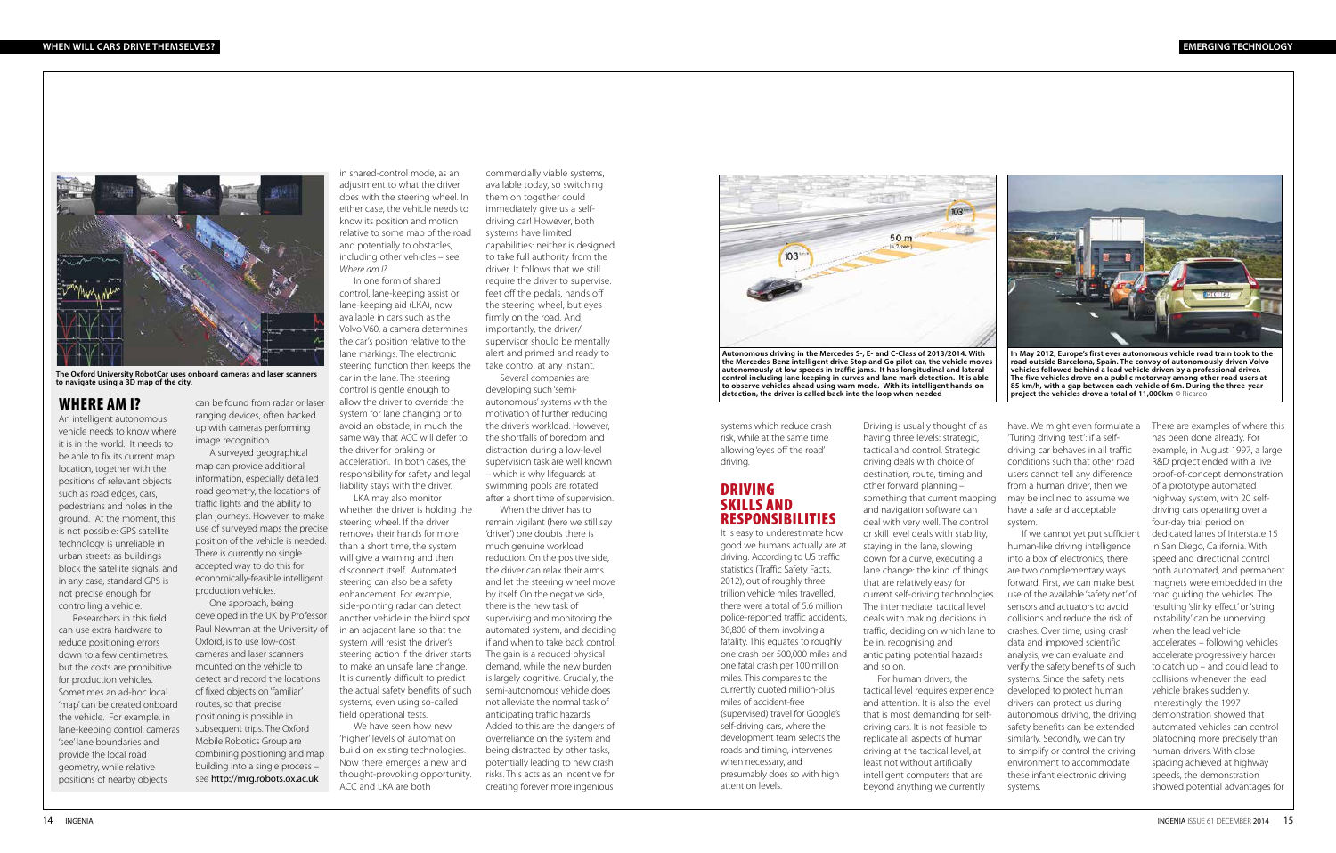The Oxford University RobotCar uses onboard cameras and laser scanners to navigate using a 3D map of the city.

## WHERE AM I?

An intelligent autonomous vehicle needs to know where it is in the world. It needs to be able to fix its current map location, together with the positions of relevant objects such as road edges, cars, pedestrians and holes in the ground. At the moment, this is not possible: GPS satellite technology is unreliable in urban streets as buildings block the satellite signals, and in any case, standard GPS is not precise enough for controlling a vehicle.

Researchers in this field can use extra hardware to reduce positioning errors down to a few centimetres, but the costs are prohibitive for production vehicles. Sometimes an ad-hoc local 'map' can be created onboard the vehicle. For example, in lane-keeping control, cameras 'see' lane boundaries and provide the local road geometry, while relative positions of nearby objects can be found from radar or laser ranging devices, often backed up with cameras performing image recognition.

A surveyed geographical map can provide additional information, especially detailed road geometry, the locations of traffic lights and the ability to plan journeys. However, to make use of surveyed maps the precise position of the vehicle is needed. There is currently no single accepted way to do this for economically-feasible intelligent production vehicles.

One approach, being developed in the UK by Professor Paul Newman at the University of Oxford, is to use low-cost cameras and laser scanners mounted on the vehicle to detect and record the locations of fixed objects on 'familiar' routes, so that precise positioning is possible in subsequent trips. The Oxford Mobile Robotics Group are combining positioning and map building into a single process – see http://mrg.robots.ox.ac.uk

in shared-control mode, as an adjustment to what the driver does with the steering wheel. In either case, the vehicle needs to know its position and motion relative to some map of the road and potentially to obstacles, including other vehicles – see *Where am I?*

In one form of shared control, lane-keeping assist or lane-keeping aid (LKA), now available in cars such as the Volvo V60, a camera determines the car's position relative to the lane markings. The electronic steering function then keeps the car in the lane. The steering control is gentle enough to allow the driver to override the system for lane changing or to avoid an obstacle, in much the same way that ACC will defer to the driver for braking or acceleration. In both cases, the responsibility for safety and legal liability stays with the driver.

LKA may also monitor whether the driver is holding the steering wheel. If the driver removes their hands for more than a short time, the system will give a warning and then disconnect itself. Automated steering can also be a safety enhancement. For example, side-pointing radar can detect another vehicle in the blind spot in an adjacent lane so that the system will resist the driver's steering action if the driver starts to make an unsafe lane change. It is currently difficult to predict the actual safety benefits of such systems, even using so-called field operational tests.

We have seen how new 'higher' levels of automation build on existing technologies. Now there emerges a new and thought-provoking opportunity. ACC and LKA are both commercially viable systems, available today, so switching them on together could immediately give us a self-driving car! However, both systems have limited capabilities: neither is designed to take full authority from the driver. It follows that we still require the driver to supervise: feet off the pedals, hands off the steering wheel, but eyes firmly on the road. And, importantly, the driver/supervisor should be mentally alert and primed and ready to take control at any instant.

Several companies are developing such 'semi-autonomous' systems with the motivation of further reducing the driver's workload. However, the shortfalls of boredom and distraction during a low-level supervision task are well known – which is why lifeguards at swimming pools are rotated after a short time of supervision.

When the driver has to remain vigilant (here we still say 'driver') one doubts there is much genuine workload reduction. On the positive side, the driver can relax their arms and let the steering wheel move by itself. On the negative side, there is the new task of supervising and monitoring the automated system, and deciding if and when to take back control. The gain is a reduced physical demand, while the new burden is largely cognitive. Crucially, the semi-autonomous vehicle does not alleviate the normal task of anticipating traffic hazards. Added to this are the dangers of overreliance on the system and being distracted by other tasks, potentially leading to new crash risks. This acts as an incentive for creating forever more ingenious systems which reduce crash risk, while at the same time allowing 'eyes off the road' driving.

Autonomous driving in the Mercedes S-, E- and C-Class of 2013/2014. With the Mercedes-Benz intelligent drive Stop and Go pilot car, the vehicle moves autonomously at low speeds in traffic jams. It has longitudinal and lateral control including lane keeping in curves and lane mark detection. It is able to observe vehicles ahead using warn mode. With its intelligent hands-on detection, the driver is called back into the loop when needed

In May 2012, Europe's first ever autonomous vehicle road train took to the road outside Barcelona, Spain. The convoy of autonomously driven Volvo vehicles followed behind a lead vehicle driven by a professional driver. The five vehicles drove on a public motorway among other road users at 85 km/h, with a gap between each vehicle of 6m. During the three-year project the vehicles drove a total of 11,000km © Ricardo

## DRIVING SKILLS AND RESPONSIBILITIES

It is easy to underestimate how good we humans actually are at driving. According to US traffic statistics (Traffic Safety Facts, 2012), out of roughly three trillion vehicle miles travelled, there were a total of 5.6 million police-reported traffic accidents, 30,800 of them involving a fatality. This equates to roughly one crash per 500,000 miles and one fatal crash per 100 million miles. This compares to the currently quoted million-plus miles of accident-free (supervised) travel for Google's self-driving cars, where the development team selects the roads and timing, intervenes when necessary, and presumably does so with high attention levels.

Driving is usually thought of as having three levels: strategic, tactical and control. Strategic driving deals with choice of destination, route, timing and other forward planning – something that current mapping and navigation software can deal with very well. The control or skill level deals with stability, staying in the lane, slowing down for a curve, executing a lane change: the kind of things that are relatively easy for current self-driving technologies. The intermediate, tactical level deals with making decisions in traffic, deciding on which lane to be in, recognising and anticipating potential hazards and so on.

For human drivers, the tactical level requires experience and attention. It is also the level that is most demanding for self-driving cars. It is not feasible to replicate all aspects of human driving at the tactical level, at least not without artificially intelligent computers that are beyond anything we currently have. We might even formulate a 'Turing driving test': if a self-driving car behaves in all traffic conditions such that other road users cannot tell any difference from a human driver, then we may be inclined to assume we have a safe and acceptable system.

If we cannot yet put sufficient human-like driving intelligence into a box of electronics, there are two complementary ways forward. First, we can make best use of the available 'safety net' of sensors and actuators to avoid collisions and reduce the risk of crashes. Over time, using crash data and improved scientific analysis, we can evaluate and verify the safety benefits of such systems. Since the safety nets developed to protect human drivers can protect us during autonomous driving, the driving safety benefits can be extended similarly. Secondly, we can try to simplify or control the driving environment to accommodate these infant electronic driving systems.

There are examples of where this has been done already. For example, in August 1997, a large R&D project ended with a live proof-of-concept demonstration of a prototype automated highway system, with 20 self-driving cars operating over a four-day trial period on dedicated lanes of Interstate 15 in San Diego, California. With speed and directional control both automated, and permanent magnets were embedded in the road guiding the vehicles. The resulting 'slinky effect' or 'string instability' can be unnerving when the lead vehicle accelerates – following vehicles accelerate progressively harder to catch up – and could lead to collisions whenever the lead vehicle brakes suddenly. Interestingly, the 1997 demonstration showed that automated vehicles can control platooning more precisely than human drivers. With close spacing achieved at highway speeds, the demonstration showed potential advantages for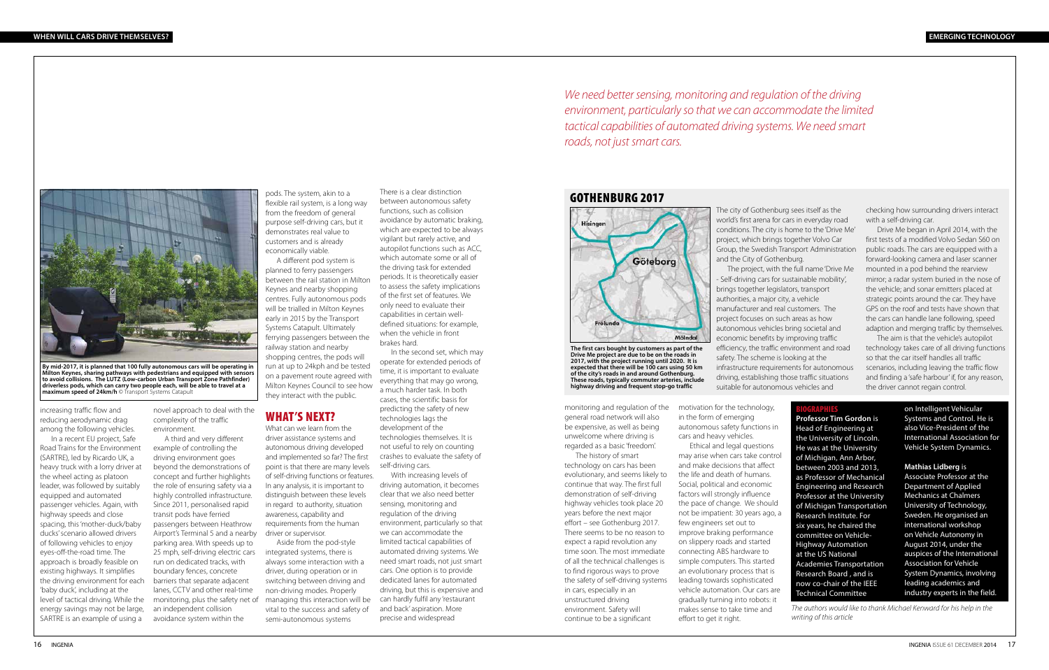*We need better sensing, monitoring and regulation of the driving environment, particularly so that we can accommodate the limited tactical capabilities of automated driving systems. We need smart roads, not just smart cars.*

By mid-2017, it is planned that 100 fully autonomous cars will be operating in Milton Keynes, sharing pathways with pedestrians and equipped with sensors to avoid collisions. The LUTZ (Low-carbon Urban Transport Zone Pathfinder) driverless pods, which can carry two people each, will be able to travel at a maximum speed of 24km/h © Transport Systems Catapult

increasing traffic flow and reducing aerodynamic drag among the following vehicles.

In a recent EU project, Safe Road Trains for the Environment (SARTRE), led by Ricardo UK, a heavy truck with a lorry driver at the wheel acting as platoon leader, was followed by suitably equipped and automated passenger vehicles. Again, with highway speeds and close spacing, this 'mother-duck/baby ducks' scenario allowed drivers of following vehicles to enjoy eyes-off-the-road time. The approach is broadly feasible on existing highways. It simplifies the driving environment for each 'baby duck', including at the level of tactical driving. While the energy savings may not be large, SARTRE is an example of using a novel approach to deal with the complexity of the traffic environment.

A third and very different example of controlling the driving environment goes beyond the demonstrations of concept and further highlights the role of ensuring safety via a highly controlled infrastructure. Since 2011, personalised rapid transit pods have ferried passengers between Heathrow Airport's Terminal 5 and a nearby parking area. With speeds up to 25 mph, self-driving electric cars run on dedicated tracks, with boundary fences, concrete barriers that separate adjacent lanes, CCTV and other real-time monitoring, plus the safety net of an independent collision avoidance system within the pods. The system, akin to a flexible rail system, is a long way from the freedom of general purpose self-driving cars, but it demonstrates real value to customers and is already economically viable.

A different pod system is planned to ferry passengers between the rail station in Milton Keynes and nearby shopping centres. Fully autonomous pods will be trialled in Milton Keynes early in 2015 by the Transport Systems Catapult. Ultimately ferrying passengers between the railway station and nearby shopping centres, the pods will run at up to 24kph and be tested on a pavement route agreed with Milton Keynes Council to see how they interact with the public.

## WHAT'S NEXT?

What can we learn from the driver assistance systems and autonomous driving developed and implemented so far? The first point is that there are many levels of self-driving functions or features. In any analysis, it is important to distinguish between these levels in regard to authority, situation awareness, capability and requirements from the human driver or supervisor.

Aside from the pod-style integrated systems, there is always some interaction with a driver, during operation or in switching between driving and non-driving modes. Properly managing this interaction will be vital to the success and safety of semi-autonomous systems

There is a clear distinction between autonomous safety functions, such as collision avoidance by automatic braking, which are expected to be always vigilant but rarely active, and autopilot functions such as ACC, which automate some or all of the driving task for extended periods. It is theoretically easier to assess the safety implications of the first set of features. We only need to evaluate their capabilities in certain well-defined situations: for example, when the vehicle in front brakes hard.

In the second set, which may operate for extended periods of time, it is important to evaluate everything that may go wrong, a much harder task. In both cases, the scientific basis for predicting the safety of new technologies lags the development of the technologies themselves. It is not useful to rely on counting crashes to evaluate the safety of self-driving cars.

With increasing levels of driving automation, it becomes clear that we also need better sensing, monitoring and regulation of the driving environment, particularly so that we can accommodate the limited tactical capabilities of automated driving systems. We need smart roads, not just smart cars. One option is to provide dedicated lanes for automated driving, but this is expensive and can hardly fulfil any 'restaurant and back' aspiration. More precise and widespread monitoring and regulation of the general road network will also be expensive, as well as being unwelcome where driving is regarded as a basic 'freedom'.

The history of smart technology on cars has been evolutionary, and seems likely to continue that way. The first full demonstration of self-driving highway vehicles took place 20 years before the next major effort – see Gothenburg 2017. There seems to be no reason to expect a rapid revolution any time soon. The most immediate of all the technical challenges is to find rigorous ways to prove the safety of self-driving systems in cars, especially in an unstructured driving environment. Safety will continue to be a significant motivation for the technology, in the form of emerging autonomous safety functions in cars and heavy vehicles.

Ethical and legal questions may arise when cars take control and make decisions that affect the life and death of humans. Social, political and economic factors will strongly influence the pace of change. We should not be impatient: 30 years ago, a few engineers set out to improve braking performance on slippery roads and started connecting ABS hardware to simple computers. This started an evolutionary process that is leading towards sophisticated vehicle automation. Our cars are gradually turning into robots: it makes sense to take time and effort to get it right.

## GOTHENBURG 2017

Hisingen
Göteborg
Frölunda
Mölndal

**The first cars bought by customers as part of the Drive Me project are due to be on the roads in 2017, with the project running until 2020. It is expected that there will be 100 cars using 50 km of the city's roads in and around Gothenburg. These roads, typically commuter arteries, include highway driving and frequent stop-go traffic**

The city of Gothenburg sees itself as the world's first arena for cars in everyday road conditions. The city is home to the 'Drive Me' project, which brings together Volvo Car Group, the Swedish Transport Administration and the City of Gothenburg.

The project, with the full name 'Drive Me - Self-driving cars for sustainable mobility', brings together legislators, transport authorities, a major city, a vehicle manufacturer and real customers. The project focuses on such areas as how autonomous vehicles bring societal and economic benefits by improving traffic efficiency, the traffic environment and road safety. The scheme is looking at the infrastructure requirements for autonomous driving, establishing those traffic situations suitable for autonomous vehicles and checking how surrounding drivers interact with a self-driving car.

Drive Me began in April 2014, with the first tests of a modified Volvo Sedan S60 on public roads. The cars are equipped with a forward-looking camera and laser scanner mounted in a pod behind the rearview mirror; a radar system buried in the nose of the vehicle; and sonar emitters placed at strategic points around the car. They have GPS on the roof and tests have shown that the cars can handle lane following, speed adaption and merging traffic by themselves.

The aim is that the vehicle's autopilot technology takes care of all driving functions so that the car itself handles all traffic scenarios, including leaving the traffic flow and finding a 'safe harbour' if, for any reason, the driver cannot regain control.

## BIOGRAPHIES

**Professor Tim Gordon** is Head of Engineering at the University of Lincoln. He was at the University of Michigan, Ann Arbor, between 2003 and 2013, as Professor of Mechanical Engineering and Research Professor at the University of Michigan Transportation Research Institute. For six years, he chaired the committee on Vehicle-Highway Automation at the US National Academies Transportation Research Board , and is now co-chair of the IEEE Technical Committee on Intelligent Vehicular Systems and Control. He is also Vice-President of the International Association for Vehicle System Dynamics.

**Mathias Lidberg** is Associate Professor at the Department of Applied Mechanics at Chalmers University of Technology, Sweden. He organised an international workshop on Vehicle Autonomy in August 2014, under the auspices of the International Association for Vehicle System Dynamics, involving leading academics and industry experts in the field.

*The authors would like to thank Michael Kenward for his help in the writing of this article*